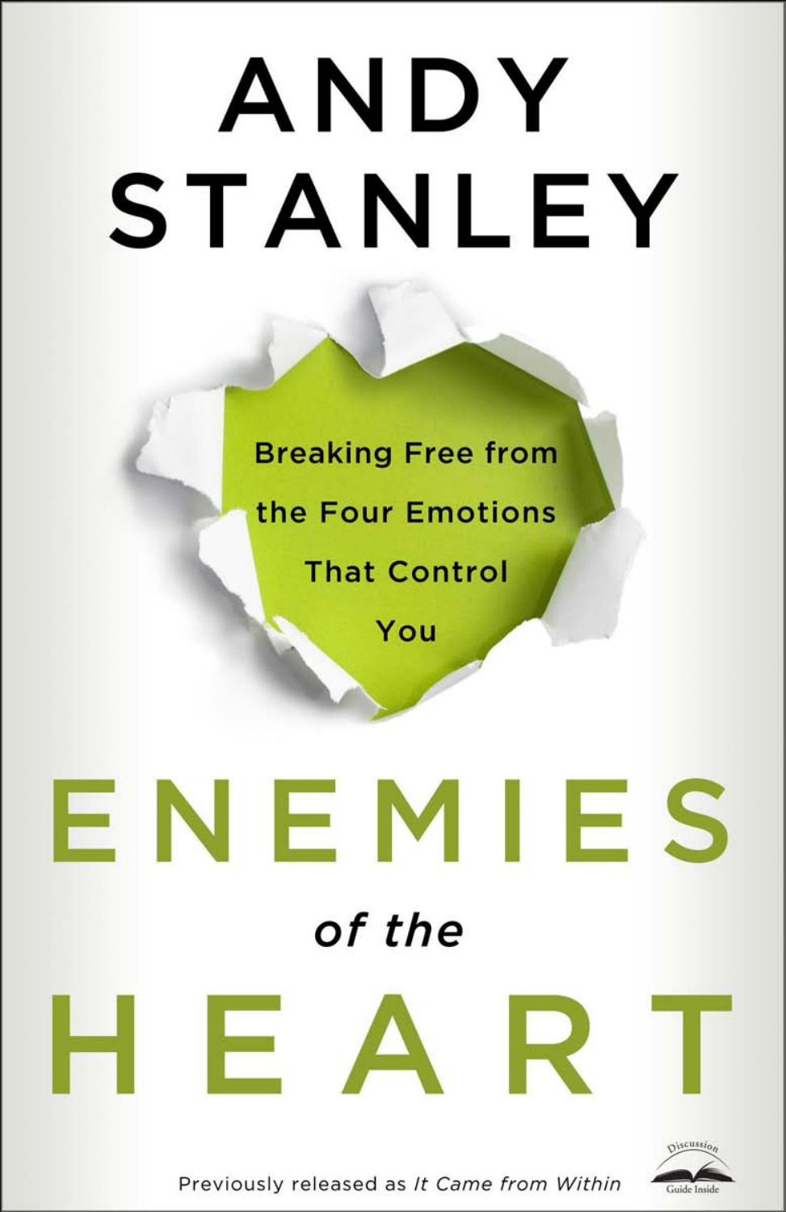# ANDY STANLEY

Breaking Free from the Four Emotions That Control You

# ENEMIES *of the* HEART

Previously released as *It Came from Within*

Discussion Guide Inside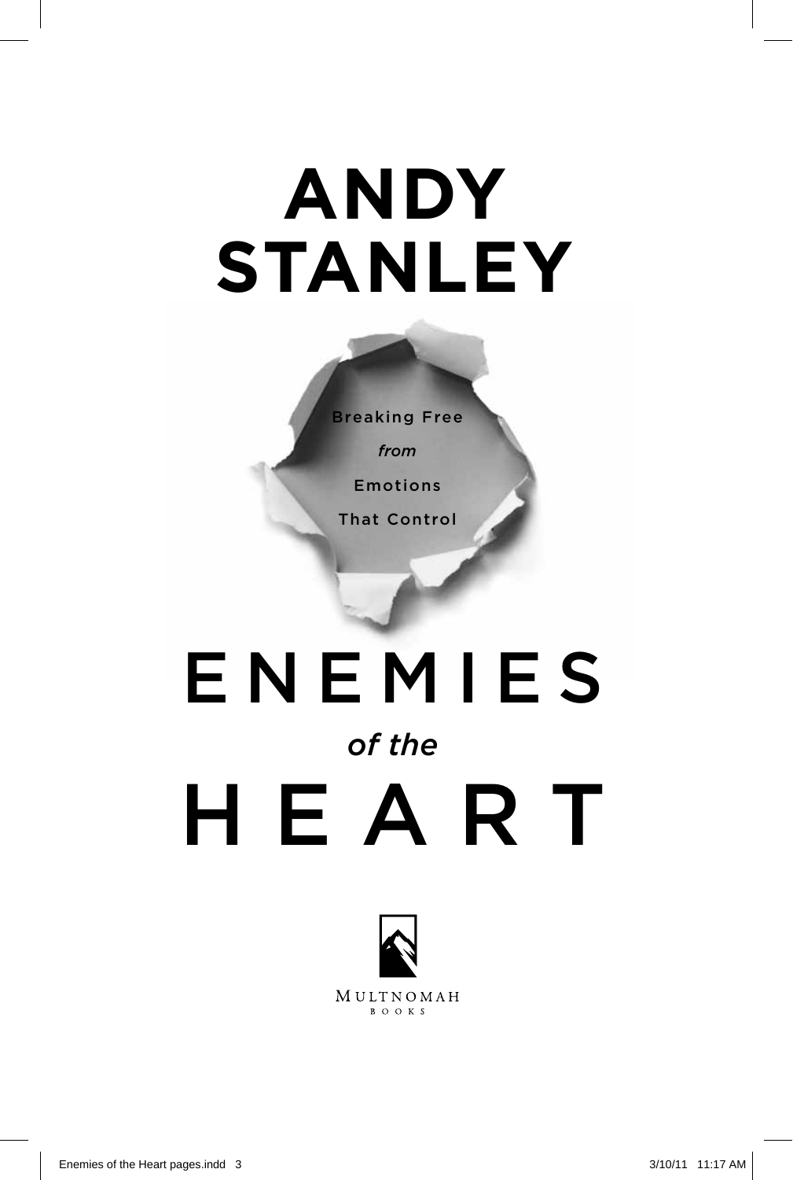# ANDY STANLEY

Breaking Free

*from*

Emotions

That Control

# ENEMIES

*of the*

# HEART

MULTNOMAH

BOOKS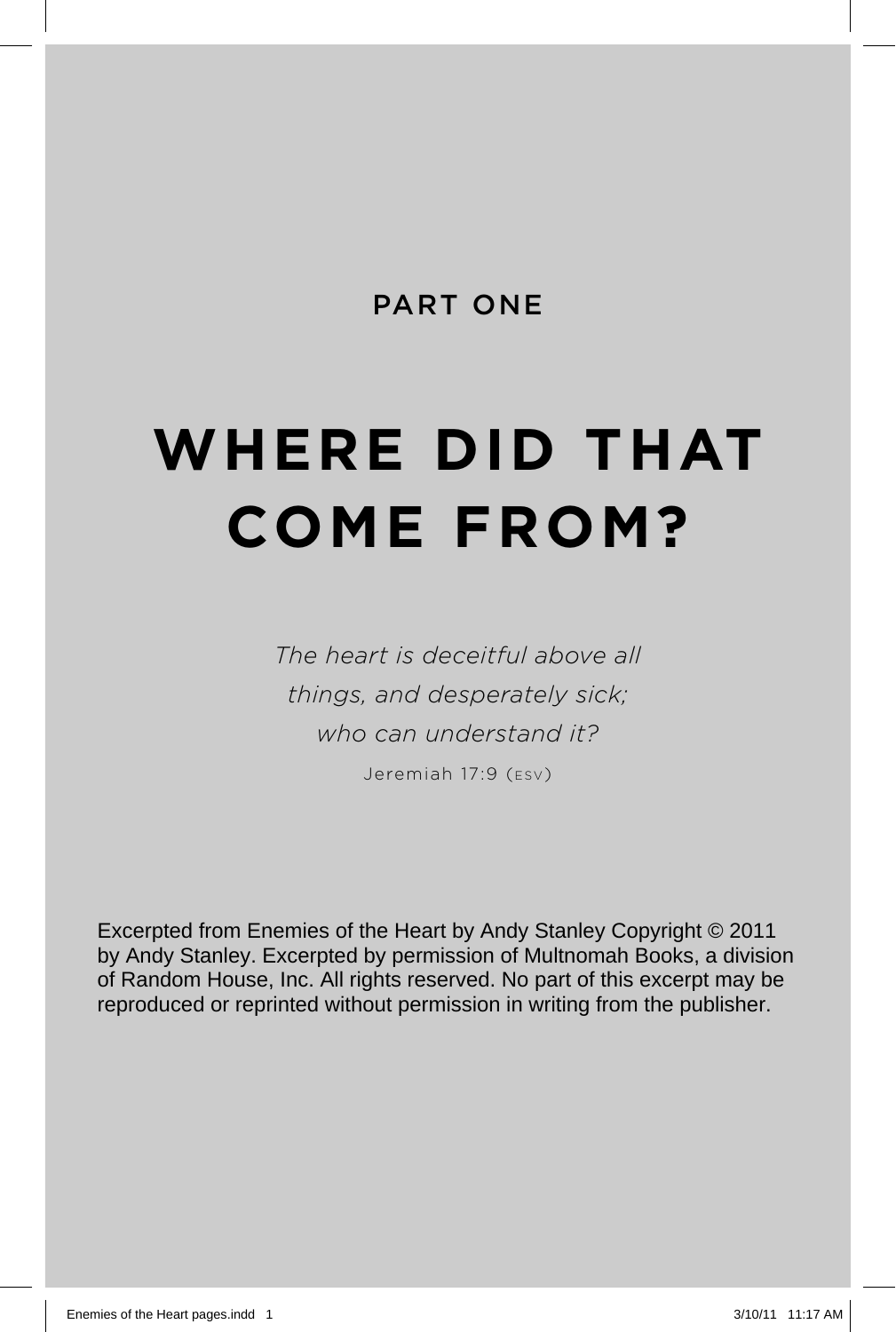## PART ONE

# WHERE DID THAT COME FROM?

*The heart is deceitful above all things, and desperately sick; who can understand it?*

Jeremiah 17:9 (ESV)

Excerpted from Enemies of the Heart by Andy Stanley Copyright © 2011 by Andy Stanley. Excerpted by permission of Multnomah Books, a division of Random House, Inc. All rights reserved. No part of this excerpt may be reproduced or reprinted without permission in writing from the publisher.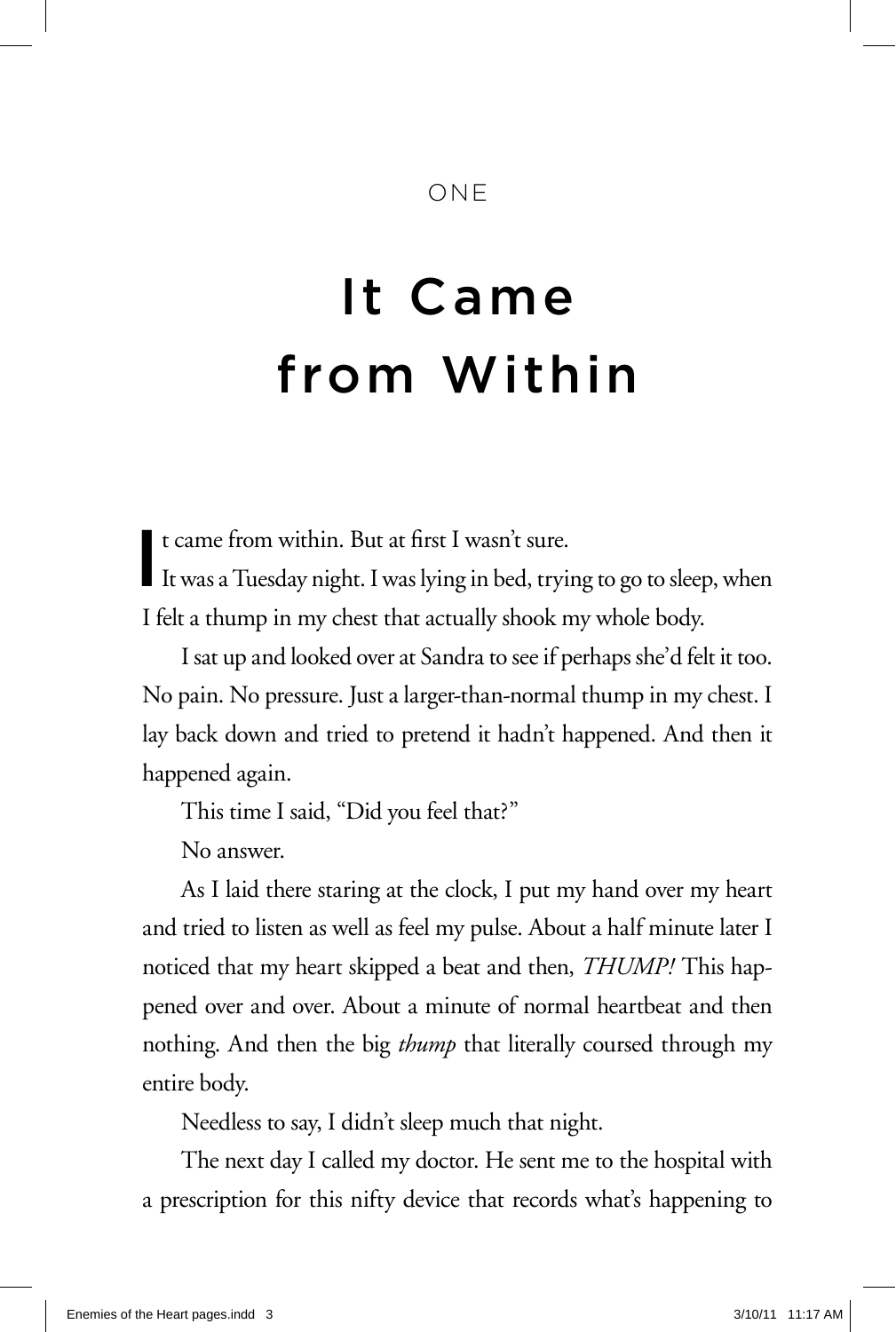ONE

# It Came from Within

It came from within. But at first I wasn't sure.

It was a Tuesday night. I was lying in bed, trying to go to sleep, when I felt a thump in my chest that actually shook my whole body.

I sat up and looked over at Sandra to see if perhaps she'd felt it too. No pain. No pressure. Just a larger-than-normal thump in my chest. I lay back down and tried to pretend it hadn't happened. And then it happened again.

This time I said, "Did you feel that?"

No answer.

As I laid there staring at the clock, I put my hand over my heart and tried to listen as well as feel my pulse. About a half minute later I noticed that my heart skipped a beat and then, *THUMP!* This happened over and over. About a minute of normal heartbeat and then nothing. And then the big *thump* that literally coursed through my entire body.

Needless to say, I didn't sleep much that night.

The next day I called my doctor. He sent me to the hospital with a prescription for this nifty device that records what's happening to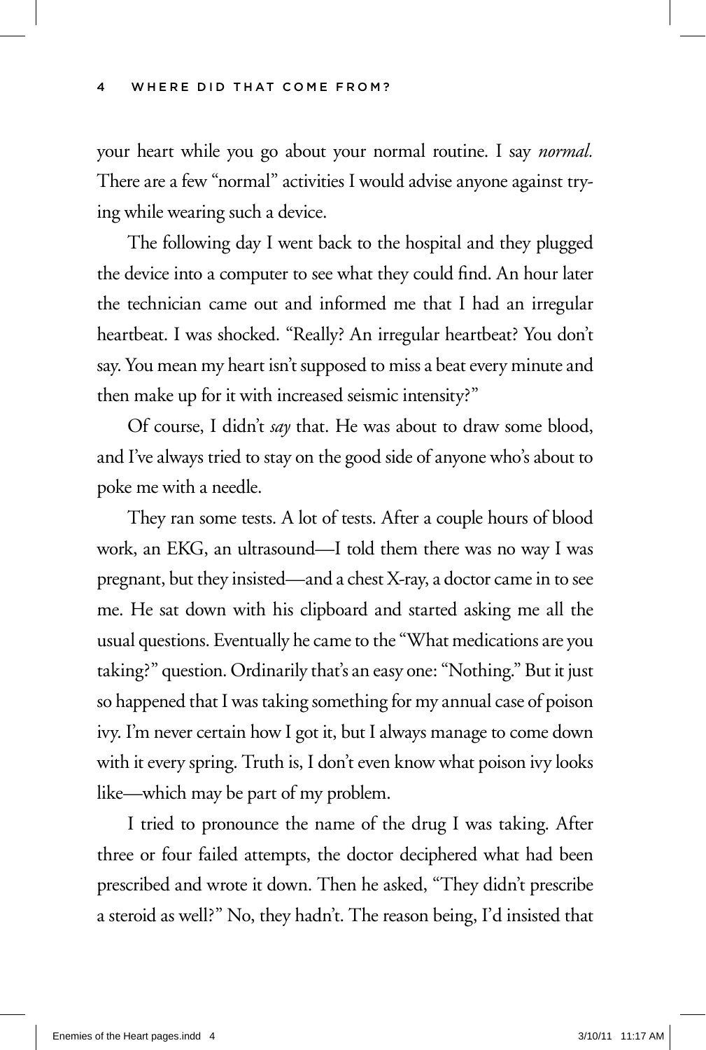your heart while you go about your normal routine. I say *normal.* There are a few "normal" activities I would advise anyone against trying while wearing such a device.

The following day I went back to the hospital and they plugged the device into a computer to see what they could find. An hour later the technician came out and informed me that I had an irregular heartbeat. I was shocked. "Really? An irregular heartbeat? You don't say. You mean my heart isn't supposed to miss a beat every minute and then make up for it with increased seismic intensity?"

Of course, I didn't *say* that. He was about to draw some blood, and I've always tried to stay on the good side of anyone who's about to poke me with a needle.

They ran some tests. A lot of tests. After a couple hours of blood work, an EKG, an ultrasound—I told them there was no way I was pregnant, but they insisted—and a chest X-ray, a doctor came in to see me. He sat down with his clipboard and started asking me all the usual questions. Eventually he came to the "What medications are you taking?" question. Ordinarily that's an easy one: "Nothing." But it just so happened that I was taking something for my annual case of poison ivy. I'm never certain how I got it, but I always manage to come down with it every spring. Truth is, I don't even know what poison ivy looks like—which may be part of my problem.

I tried to pronounce the name of the drug I was taking. After three or four failed attempts, the doctor deciphered what had been prescribed and wrote it down. Then he asked, "They didn't prescribe a steroid as well?" No, they hadn't. The reason being, I'd insisted that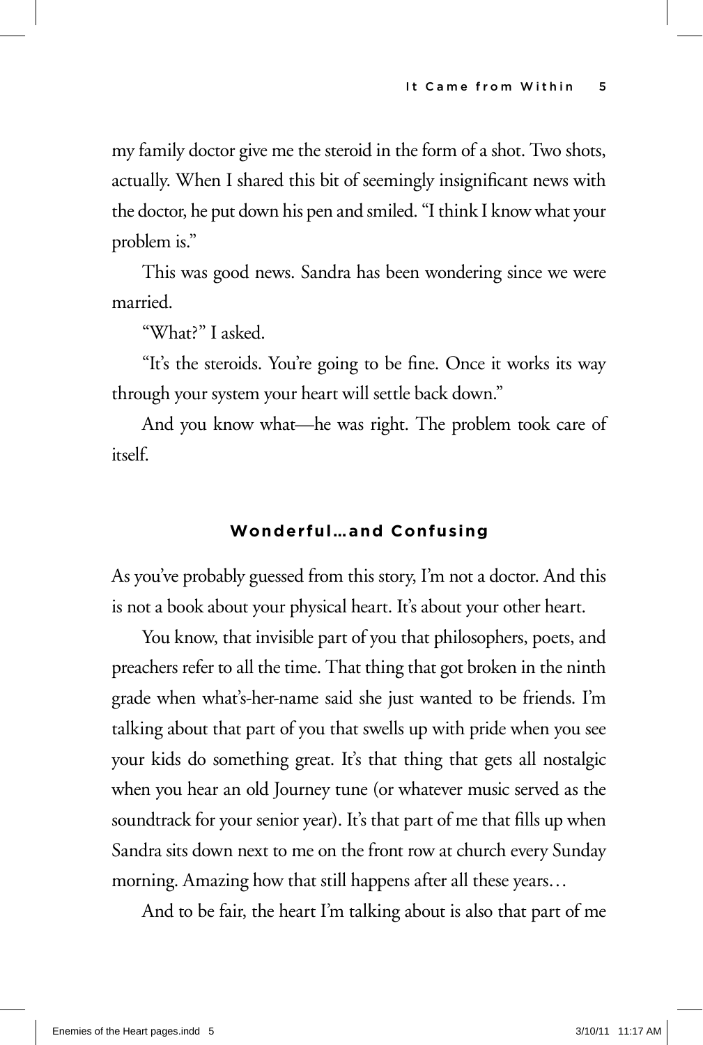my family doctor give me the steroid in the form of a shot. Two shots, actually. When I shared this bit of seemingly insignificant news with the doctor, he put down his pen and smiled. "I think I know what your problem is."

This was good news. Sandra has been wondering since we were married.

"What?" I asked.

"It's the steroids. You're going to be fine. Once it works its way through your system your heart will settle back down."

And you know what—he was right. The problem took care of itself.

### Wonderful…and Confusing

As you've probably guessed from this story, I'm not a doctor. And this is not a book about your physical heart. It's about your other heart.

You know, that invisible part of you that philosophers, poets, and preachers refer to all the time. That thing that got broken in the ninth grade when what's-her-name said she just wanted to be friends. I'm talking about that part of you that swells up with pride when you see your kids do something great. It's that thing that gets all nostalgic when you hear an old Journey tune (or whatever music served as the soundtrack for your senior year). It's that part of me that fills up when Sandra sits down next to me on the front row at church every Sunday morning. Amazing how that still happens after all these years…

And to be fair, the heart I'm talking about is also that part of me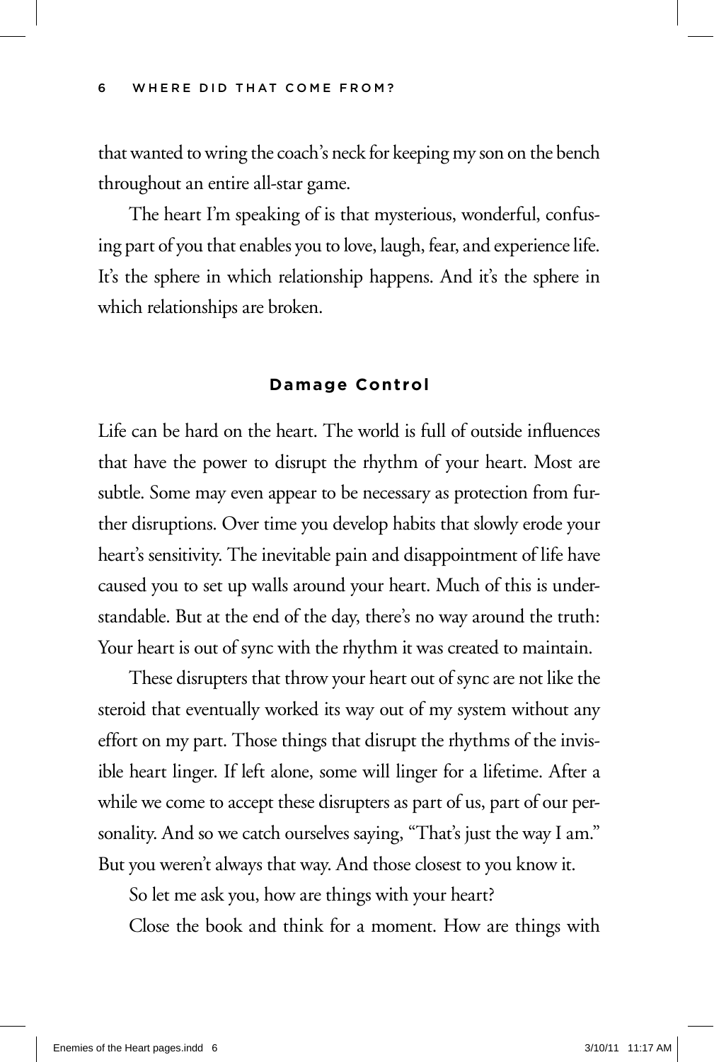that wanted to wring the coach's neck for keeping my son on the bench throughout an entire all-star game.

The heart I'm speaking of is that mysterious, wonderful, confusing part of you that enables you to love, laugh, fear, and experience life. It's the sphere in which relationship happens. And it's the sphere in which relationships are broken.

### Damage Control

Life can be hard on the heart. The world is full of outside influences that have the power to disrupt the rhythm of your heart. Most are subtle. Some may even appear to be necessary as protection from further disruptions. Over time you develop habits that slowly erode your heart's sensitivity. The inevitable pain and disappointment of life have caused you to set up walls around your heart. Much of this is understandable. But at the end of the day, there's no way around the truth: Your heart is out of sync with the rhythm it was created to maintain.

These disrupters that throw your heart out of sync are not like the steroid that eventually worked its way out of my system without any effort on my part. Those things that disrupt the rhythms of the invisible heart linger. If left alone, some will linger for a lifetime. After a while we come to accept these disrupters as part of us, part of our personality. And so we catch ourselves saying, "That's just the way I am." But you weren't always that way. And those closest to you know it.

So let me ask you, how are things with your heart?

Close the book and think for a moment. How are things with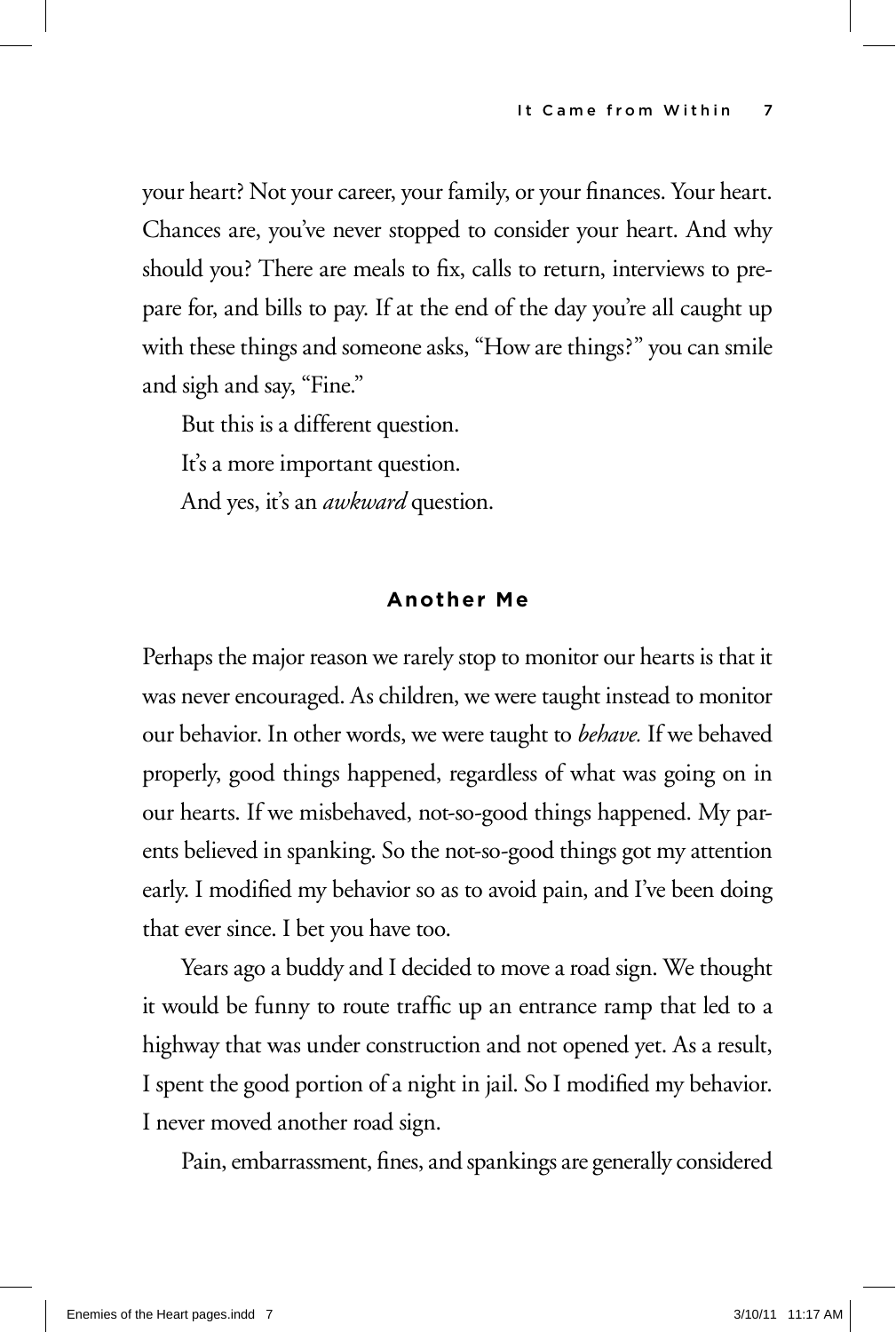your heart? Not your career, your family, or your finances. Your heart. Chances are, you've never stopped to consider your heart. And why should you? There are meals to fix, calls to return, interviews to prepare for, and bills to pay. If at the end of the day you're all caught up with these things and someone asks, "How are things?" you can smile and sigh and say, "Fine."

But this is a different question.

It's a more important question.

And yes, it's an *awkward* question.

## Another Me

Perhaps the major reason we rarely stop to monitor our hearts is that it was never encouraged. As children, we were taught instead to monitor our behavior. In other words, we were taught to *behave.* If we behaved properly, good things happened, regardless of what was going on in our hearts. If we misbehaved, not-so-good things happened. My parents believed in spanking. So the not-so-good things got my attention early. I modified my behavior so as to avoid pain, and I've been doing that ever since. I bet you have too.

Years ago a buddy and I decided to move a road sign. We thought it would be funny to route traffic up an entrance ramp that led to a highway that was under construction and not opened yet. As a result, I spent the good portion of a night in jail. So I modified my behavior. I never moved another road sign.

Pain, embarrassment, fines, and spankings are generally considered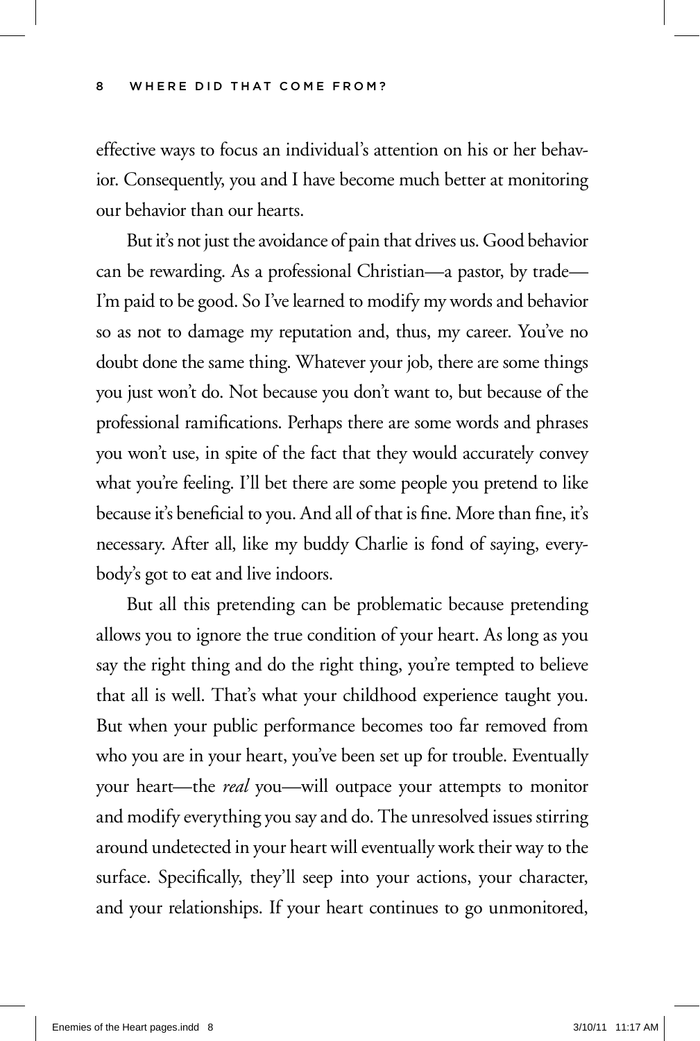effective ways to focus an individual's attention on his or her behavior. Consequently, you and I have become much better at monitoring our behavior than our hearts.

But it's not just the avoidance of pain that drives us. Good behavior can be rewarding. As a professional Christian—a pastor, by trade—I'm paid to be good. So I've learned to modify my words and behavior so as not to damage my reputation and, thus, my career. You've no doubt done the same thing. Whatever your job, there are some things you just won't do. Not because you don't want to, but because of the professional ramifications. Perhaps there are some words and phrases you won't use, in spite of the fact that they would accurately convey what you're feeling. I'll bet there are some people you pretend to like because it's beneficial to you. And all of that is fine. More than fine, it's necessary. After all, like my buddy Charlie is fond of saying, everybody's got to eat and live indoors.

But all this pretending can be problematic because pretending allows you to ignore the true condition of your heart. As long as you say the right thing and do the right thing, you're tempted to believe that all is well. That's what your childhood experience taught you. But when your public performance becomes too far removed from who you are in your heart, you've been set up for trouble. Eventually your heart—the *real* you—will outpace your attempts to monitor and modify everything you say and do. The unresolved issues stirring around undetected in your heart will eventually work their way to the surface. Specifically, they'll seep into your actions, your character, and your relationships. If your heart continues to go unmonitored,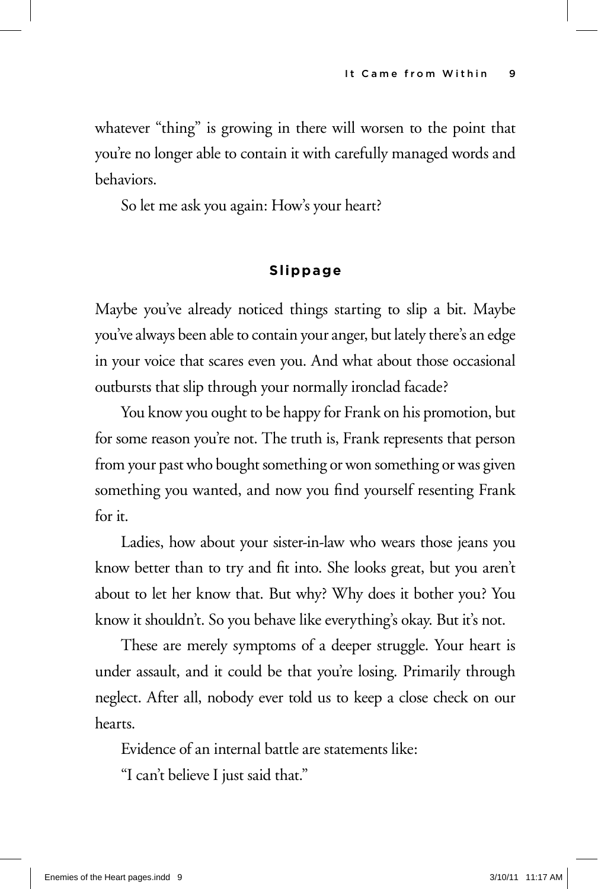whatever "thing" is growing in there will worsen to the point that you're no longer able to contain it with carefully managed words and behaviors.

So let me ask you again: How's your heart?

## Slippage

Maybe you've already noticed things starting to slip a bit. Maybe you've always been able to contain your anger, but lately there's an edge in your voice that scares even you. And what about those occasional outbursts that slip through your normally ironclad facade?

You know you ought to be happy for Frank on his promotion, but for some reason you're not. The truth is, Frank represents that person from your past who bought something or won something or was given something you wanted, and now you find yourself resenting Frank for it.

Ladies, how about your sister-in-law who wears those jeans you know better than to try and fit into. She looks great, but you aren't about to let her know that. But why? Why does it bother you? You know it shouldn't. So you behave like everything's okay. But it's not.

These are merely symptoms of a deeper struggle. Your heart is under assault, and it could be that you're losing. Primarily through neglect. After all, nobody ever told us to keep a close check on our hearts.

Evidence of an internal battle are statements like:

"I can't believe I just said that."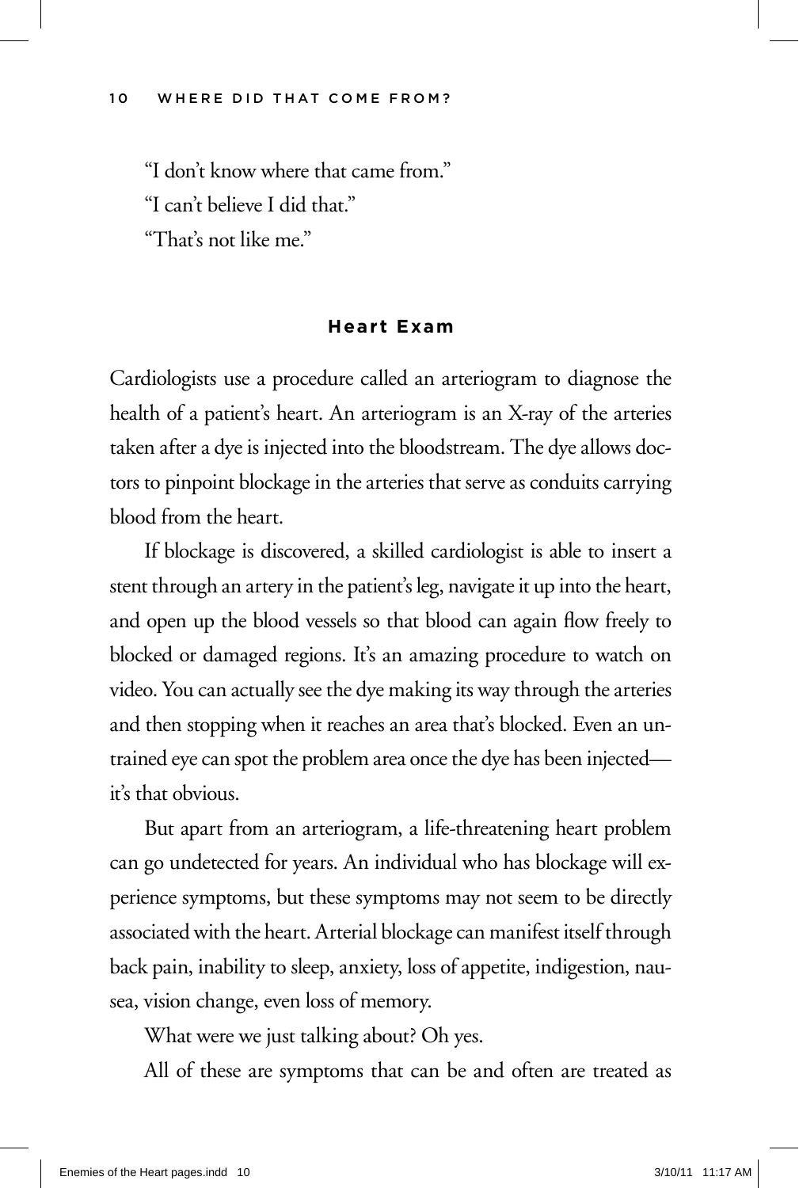"I don't know where that came from."

"I can't believe I did that."

"That's not like me."

### Heart Exam

Cardiologists use a procedure called an arteriogram to diagnose the health of a patient's heart. An arteriogram is an X-ray of the arteries taken after a dye is injected into the bloodstream. The dye allows doctors to pinpoint blockage in the arteries that serve as conduits carrying blood from the heart.

If blockage is discovered, a skilled cardiologist is able to insert a stent through an artery in the patient's leg, navigate it up into the heart, and open up the blood vessels so that blood can again flow freely to blocked or damaged regions. It's an amazing procedure to watch on video. You can actually see the dye making its way through the arteries and then stopping when it reaches an area that's blocked. Even an untrained eye can spot the problem area once the dye has been injected—it's that obvious.

But apart from an arteriogram, a life-threatening heart problem can go undetected for years. An individual who has blockage will experience symptoms, but these symptoms may not seem to be directly associated with the heart. Arterial blockage can manifest itself through back pain, inability to sleep, anxiety, loss of appetite, indigestion, nausea, vision change, even loss of memory.

What were we just talking about? Oh yes.

All of these are symptoms that can be and often are treated as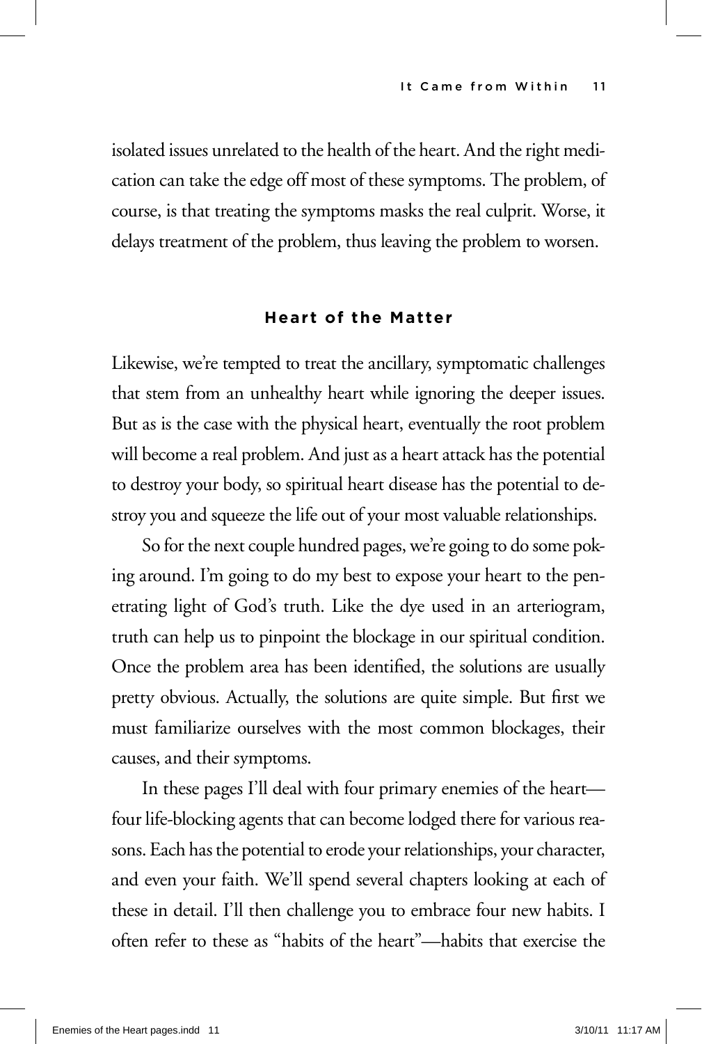isolated issues unrelated to the health of the heart. And the right medication can take the edge off most of these symptoms. The problem, of course, is that treating the symptoms masks the real culprit. Worse, it delays treatment of the problem, thus leaving the problem to worsen.

### Heart of the Matter

Likewise, we're tempted to treat the ancillary, symptomatic challenges that stem from an unhealthy heart while ignoring the deeper issues. But as is the case with the physical heart, eventually the root problem will become a real problem. And just as a heart attack has the potential to destroy your body, so spiritual heart disease has the potential to destroy you and squeeze the life out of your most valuable relationships.

So for the next couple hundred pages, we're going to do some poking around. I'm going to do my best to expose your heart to the penetrating light of God's truth. Like the dye used in an arteriogram, truth can help us to pinpoint the blockage in our spiritual condition. Once the problem area has been identified, the solutions are usually pretty obvious. Actually, the solutions are quite simple. But first we must familiarize ourselves with the most common blockages, their causes, and their symptoms.

In these pages I'll deal with four primary enemies of the heart—four life-blocking agents that can become lodged there for various reasons. Each has the potential to erode your relationships, your character, and even your faith. We'll spend several chapters looking at each of these in detail. I'll then challenge you to embrace four new habits. I often refer to these as "habits of the heart"—habits that exercise the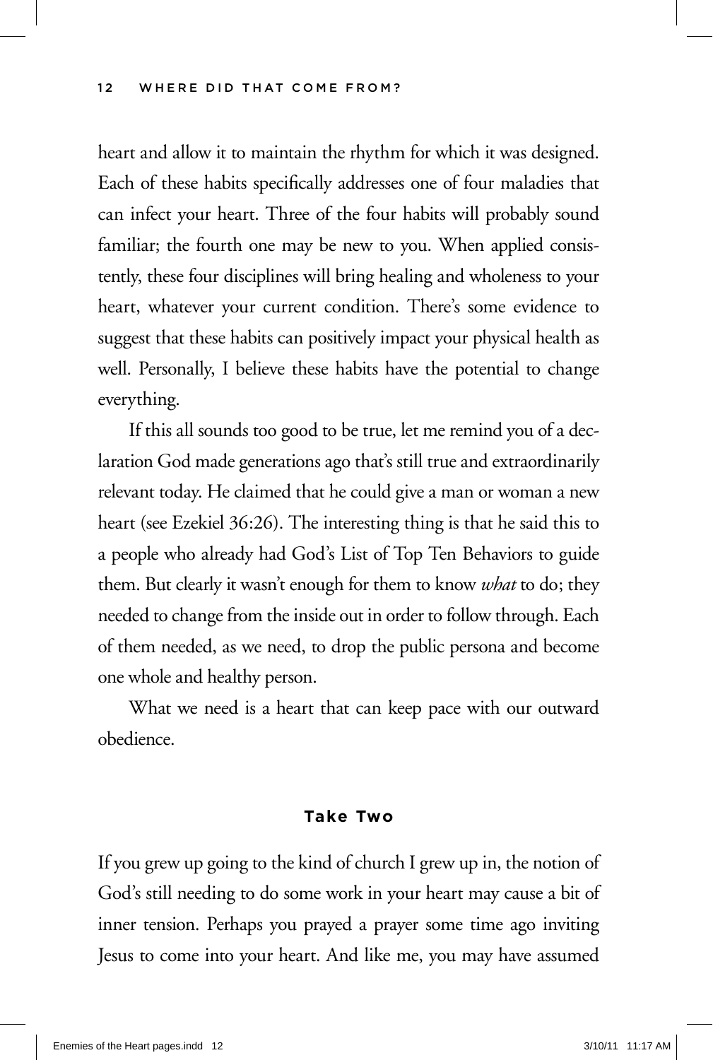heart and allow it to maintain the rhythm for which it was designed. Each of these habits specifically addresses one of four maladies that can infect your heart. Three of the four habits will probably sound familiar; the fourth one may be new to you. When applied consistently, these four disciplines will bring healing and wholeness to your heart, whatever your current condition. There's some evidence to suggest that these habits can positively impact your physical health as well. Personally, I believe these habits have the potential to change everything.

If this all sounds too good to be true, let me remind you of a declaration God made generations ago that's still true and extraordinarily relevant today. He claimed that he could give a man or woman a new heart (see Ezekiel 36:26). The interesting thing is that he said this to a people who already had God's List of Top Ten Behaviors to guide them. But clearly it wasn't enough for them to know *what* to do; they needed to change from the inside out in order to follow through. Each of them needed, as we need, to drop the public persona and become one whole and healthy person.

What we need is a heart that can keep pace with our outward obedience.

## Take Two

If you grew up going to the kind of church I grew up in, the notion of God's still needing to do some work in your heart may cause a bit of inner tension. Perhaps you prayed a prayer some time ago inviting Jesus to come into your heart. And like me, you may have assumed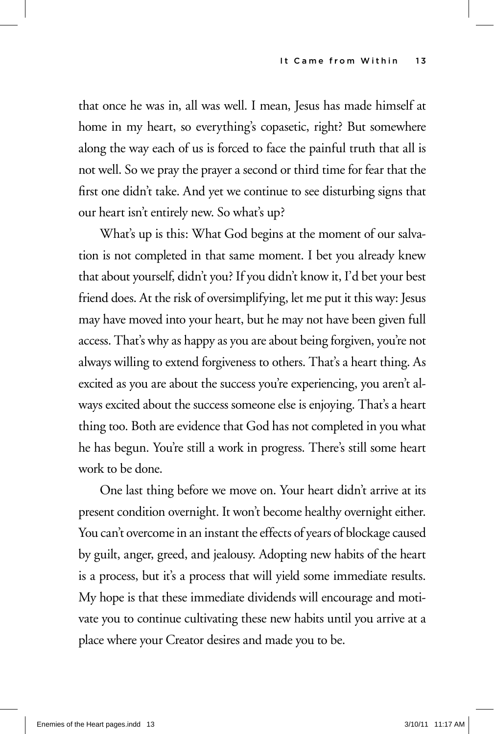that once he was in, all was well. I mean, Jesus has made himself at home in my heart, so everything's copasetic, right? But somewhere along the way each of us is forced to face the painful truth that all is not well. So we pray the prayer a second or third time for fear that the first one didn't take. And yet we continue to see disturbing signs that our heart isn't entirely new. So what's up?

What's up is this: What God begins at the moment of our salvation is not completed in that same moment. I bet you already knew that about yourself, didn't you? If you didn't know it, I'd bet your best friend does. At the risk of oversimplifying, let me put it this way: Jesus may have moved into your heart, but he may not have been given full access. That's why as happy as you are about being forgiven, you're not always willing to extend forgiveness to others. That's a heart thing. As excited as you are about the success you're experiencing, you aren't always excited about the success someone else is enjoying. That's a heart thing too. Both are evidence that God has not completed in you what he has begun. You're still a work in progress. There's still some heart work to be done.

One last thing before we move on. Your heart didn't arrive at its present condition overnight. It won't become healthy overnight either. You can't overcome in an instant the effects of years of blockage caused by guilt, anger, greed, and jealousy. Adopting new habits of the heart is a process, but it's a process that will yield some immediate results. My hope is that these immediate dividends will encourage and motivate you to continue cultivating these new habits until you arrive at a place where your Creator desires and made you to be.